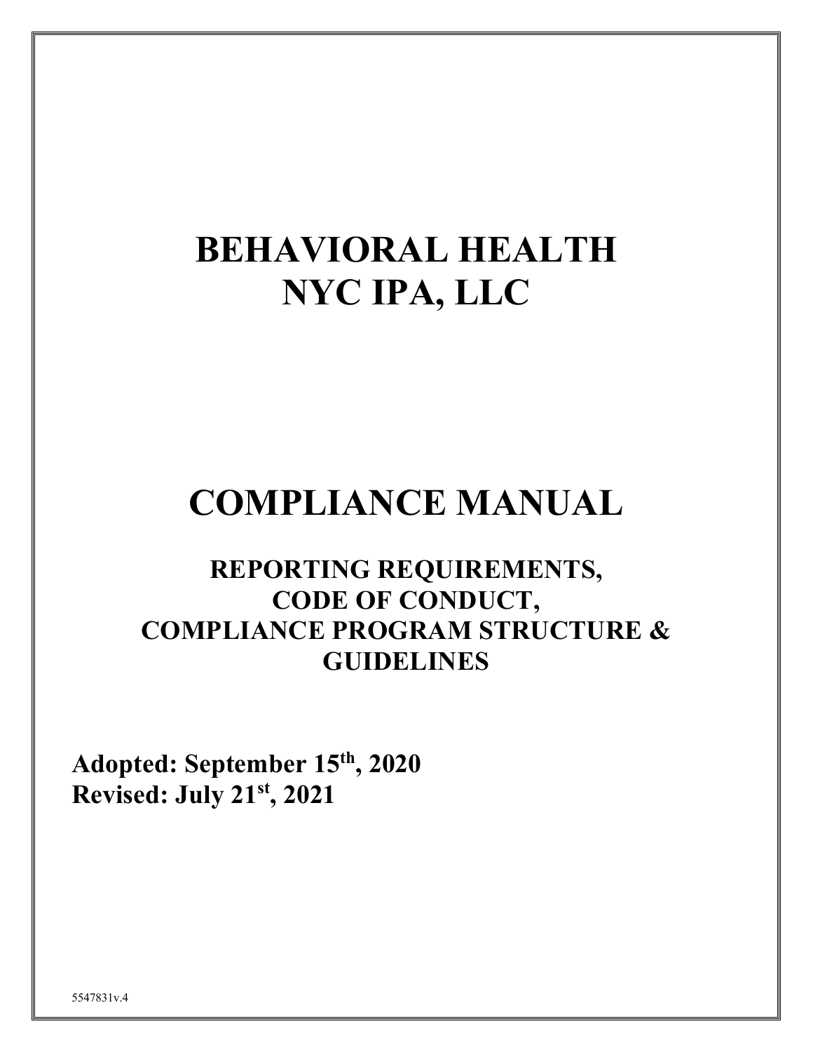# BEHAVIORAL HEALTH NYC IPA, LLC

# COMPLIANCE MANUAL

## REPORTING REQUIREMENTS, CODE OF CONDUCT, COMPLIANCE PROGRAM STRUCTURE & GUIDELINES

**Adopted: September 15th, 2020**
**Revised: July 21st, 2021**

5547831v.4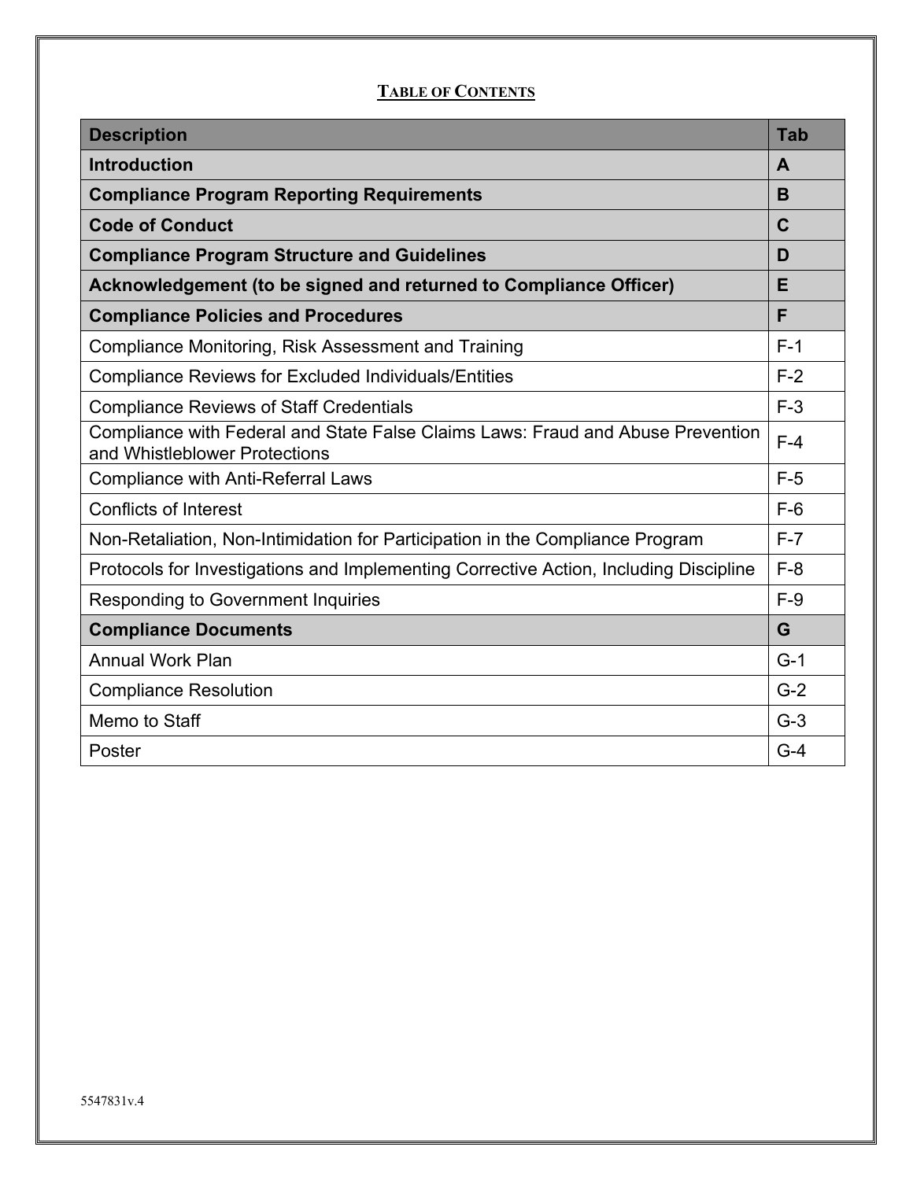# TABLE OF CONTENTS

| Description | Tab |
|---|---|
| **Introduction** | **A** |
| **Compliance Program Reporting Requirements** | **B** |
| **Code of Conduct** | **C** |
| **Compliance Program Structure and Guidelines** | **D** |
| **Acknowledgement (to be signed and returned to Compliance Officer)** | **E** |
| **Compliance Policies and Procedures** | **F** |
| Compliance Monitoring, Risk Assessment and Training | F-1 |
| Compliance Reviews for Excluded Individuals/Entities | F-2 |
| Compliance Reviews of Staff Credentials | F-3 |
| Compliance with Federal and State False Claims Laws: Fraud and Abuse Prevention and Whistleblower Protections | F-4 |
| Compliance with Anti-Referral Laws | F-5 |
| Conflicts of Interest | F-6 |
| Non-Retaliation, Non-Intimidation for Participation in the Compliance Program | F-7 |
| Protocols for Investigations and Implementing Corrective Action, Including Discipline | F-8 |
| Responding to Government Inquiries | F-9 |
| **Compliance Documents** | **G** |
| Annual Work Plan | G-1 |
| Compliance Resolution | G-2 |
| Memo to Staff | G-3 |
| Poster | G-4 |

5547831v.4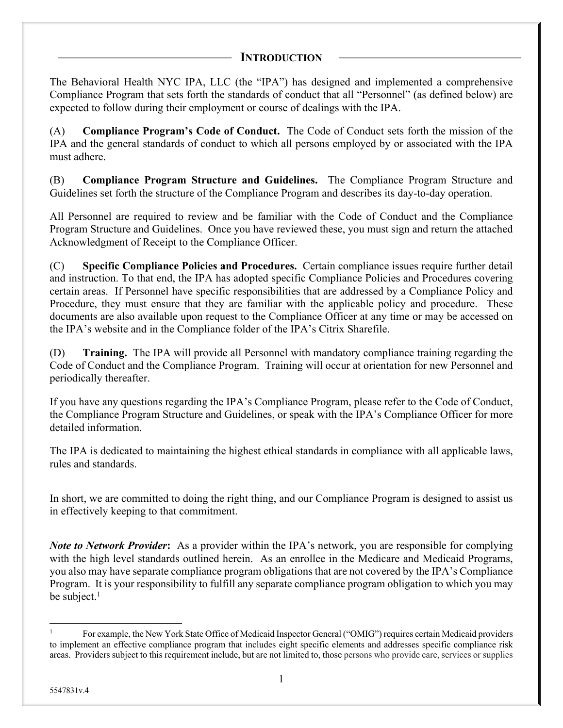## INTRODUCTION

The Behavioral Health NYC IPA, LLC (the "IPA") has designed and implemented a comprehensive Compliance Program that sets forth the standards of conduct that all "Personnel" (as defined below) are expected to follow during their employment or course of dealings with the IPA.

(A) **Compliance Program's Code of Conduct.** The Code of Conduct sets forth the mission of the IPA and the general standards of conduct to which all persons employed by or associated with the IPA must adhere.

(B) **Compliance Program Structure and Guidelines.** The Compliance Program Structure and Guidelines set forth the structure of the Compliance Program and describes its day-to-day operation.

All Personnel are required to review and be familiar with the Code of Conduct and the Compliance Program Structure and Guidelines. Once you have reviewed these, you must sign and return the attached Acknowledgment of Receipt to the Compliance Officer.

(C) **Specific Compliance Policies and Procedures.** Certain compliance issues require further detail and instruction. To that end, the IPA has adopted specific Compliance Policies and Procedures covering certain areas. If Personnel have specific responsibilities that are addressed by a Compliance Policy and Procedure, they must ensure that they are familiar with the applicable policy and procedure. These documents are also available upon request to the Compliance Officer at any time or may be accessed on the IPA's website and in the Compliance folder of the IPA's Citrix Sharefile.

(D) **Training.** The IPA will provide all Personnel with mandatory compliance training regarding the Code of Conduct and the Compliance Program. Training will occur at orientation for new Personnel and periodically thereafter.

If you have any questions regarding the IPA's Compliance Program, please refer to the Code of Conduct, the Compliance Program Structure and Guidelines, or speak with the IPA's Compliance Officer for more detailed information.

The IPA is dedicated to maintaining the highest ethical standards in compliance with all applicable laws, rules and standards.

In short, we are committed to doing the right thing, and our Compliance Program is designed to assist us in effectively keeping to that commitment.

***Note to Network Provider*:** As a provider within the IPA's network, you are responsible for complying with the high level standards outlined herein. As an enrollee in the Medicare and Medicaid Programs, you also may have separate compliance program obligations that are not covered by the IPA's Compliance Program. It is your responsibility to fulfill any separate compliance program obligation to which you may be subject.[1]

---

[1] For example, the New York State Office of Medicaid Inspector General ("OMIG") requires certain Medicaid providers to implement an effective compliance program that includes eight specific elements and addresses specific compliance risk areas. Providers subject to this requirement include, but are not limited to, those persons who provide care, services or supplies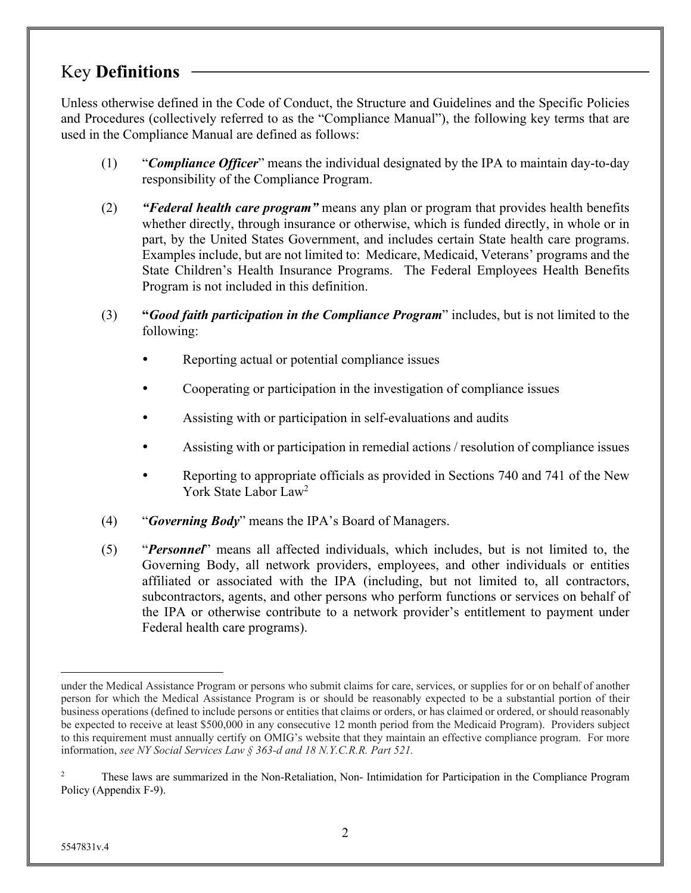## Key **Definitions**

Unless otherwise defined in the Code of Conduct, the Structure and Guidelines and the Specific Policies and Procedures (collectively referred to as the "Compliance Manual"), the following key terms that are used in the Compliance Manual are defined as follows:

(1) "***Compliance Officer***" means the individual designated by the IPA to maintain day-to-day responsibility of the Compliance Program.

(2) ***"Federal health care program"*** means any plan or program that provides health benefits whether directly, through insurance or otherwise, which is funded directly, in whole or in part, by the United States Government, and includes certain State health care programs. Examples include, but are not limited to: Medicare, Medicaid, Veterans' programs and the State Children's Health Insurance Programs. The Federal Employees Health Benefits Program is not included in this definition.

(3) **"*Good faith participation in the Compliance Program*"** includes, but is not limited to the following:

- Reporting actual or potential compliance issues
- Cooperating or participation in the investigation of compliance issues
- Assisting with or participation in self-evaluations and audits
- Assisting with or participation in remedial actions / resolution of compliance issues
- Reporting to appropriate officials as provided in Sections 740 and 741 of the New York State Labor Law[2]

(4) "***Governing Body***" means the IPA's Board of Managers.

(5) "***Personnel***" means all affected individuals, which includes, but is not limited to, the Governing Body, all network providers, employees, and other individuals or entities affiliated or associated with the IPA (including, but not limited to, all contractors, subcontractors, agents, and other persons who perform functions or services on behalf of the IPA or otherwise contribute to a network provider's entitlement to payment under Federal health care programs).

---

under the Medical Assistance Program or persons who submit claims for care, services, or supplies for or on behalf of another person for which the Medical Assistance Program is or should be reasonably expected to be a substantial portion of their business operations (defined to include persons or entities that claims or orders, or has claimed or ordered, or should reasonably be expected to receive at least $500,000 in any consecutive 12 month period from the Medicaid Program). Providers subject to this requirement must annually certify on OMIG's website that they maintain an effective compliance program. For more information, *see NY Social Services Law § 363-d and 18 N.Y.C.R.R. Part 521.*

[2] These laws are summarized in the Non-Retaliation, Non- Intimidation for Participation in the Compliance Program Policy (Appendix F-9).

5547831v.4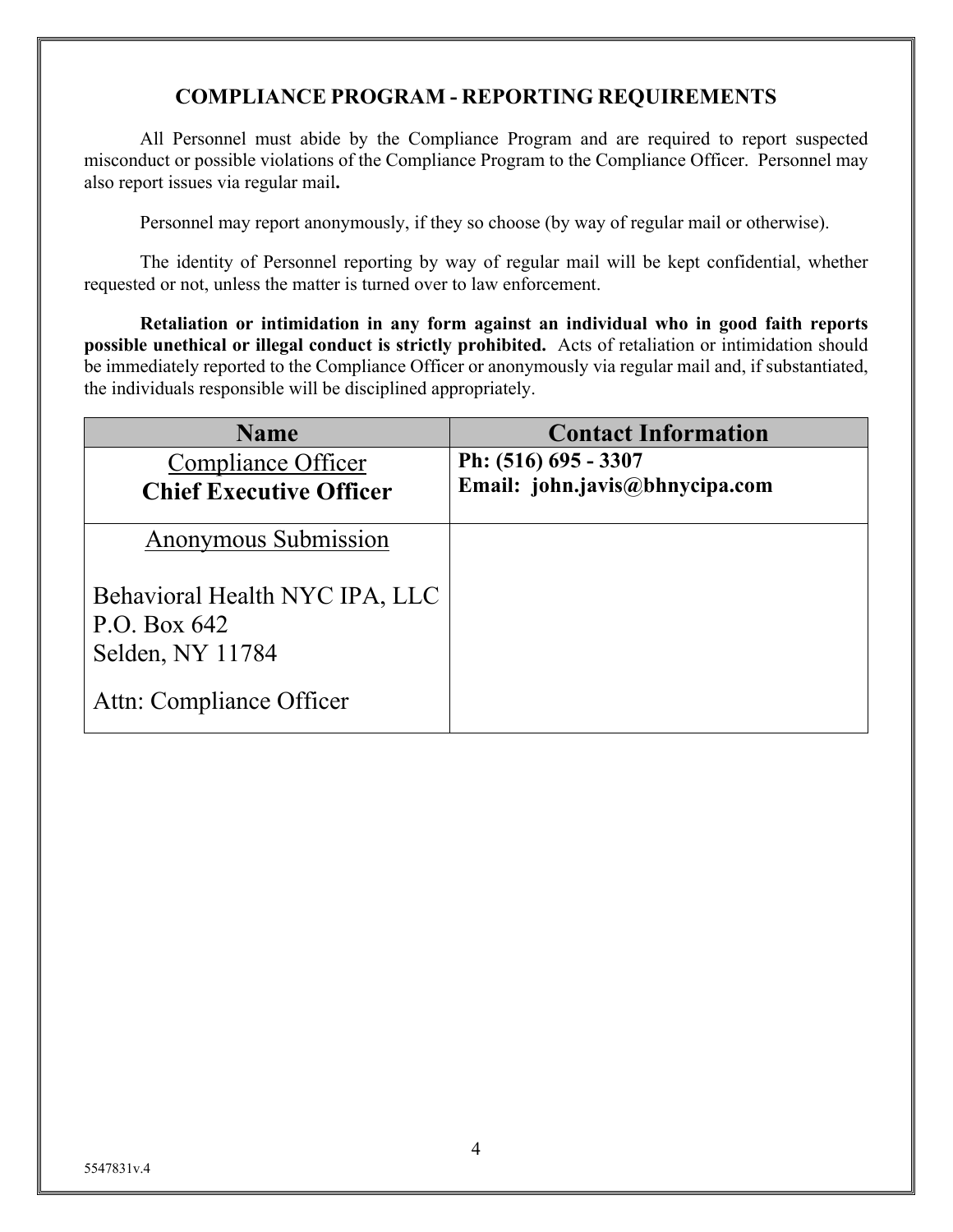## COMPLIANCE PROGRAM - REPORTING REQUIREMENTS

All Personnel must abide by the Compliance Program and are required to report suspected misconduct or possible violations of the Compliance Program to the Compliance Officer. Personnel may also report issues via regular mail**.**

Personnel may report anonymously, if they so choose (by way of regular mail or otherwise).

The identity of Personnel reporting by way of regular mail will be kept confidential, whether requested or not, unless the matter is turned over to law enforcement.

**Retaliation or intimidation in any form against an individual who in good faith reports possible unethical or illegal conduct is strictly prohibited.** Acts of retaliation or intimidation should be immediately reported to the Compliance Officer or anonymously via regular mail and, if substantiated, the individuals responsible will be disciplined appropriately.

| Name | Contact Information |
|---|---|
| Compliance Officer<br>**Chief Executive Officer** | **Ph: (516) 695 - 3307**<br>**Email: john.javis@bhnycipa.com** |
| Anonymous Submission<br><br>Behavioral Health NYC IPA, LLC<br>P.O. Box 642<br>Selden, NY 11784<br><br>Attn: Compliance Officer | |

5547831v.4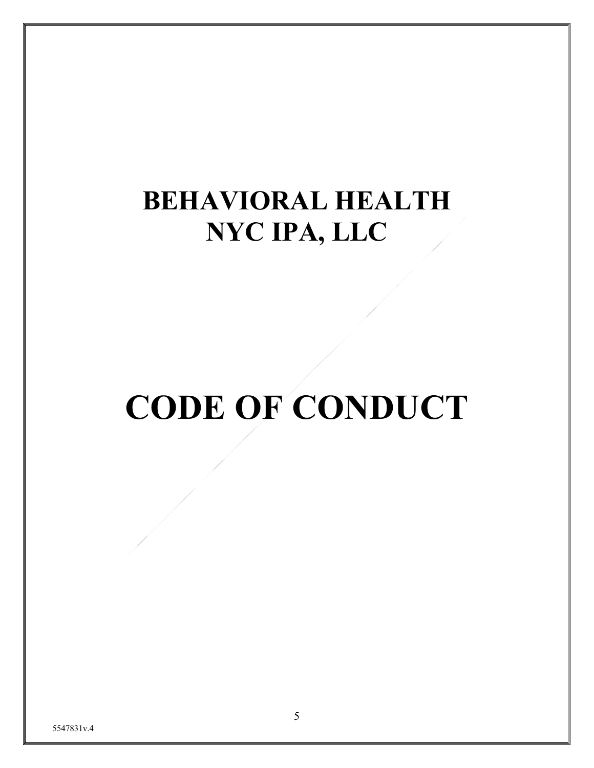# BEHAVIORAL HEALTH NYC IPA, LLC

# CODE OF CONDUCT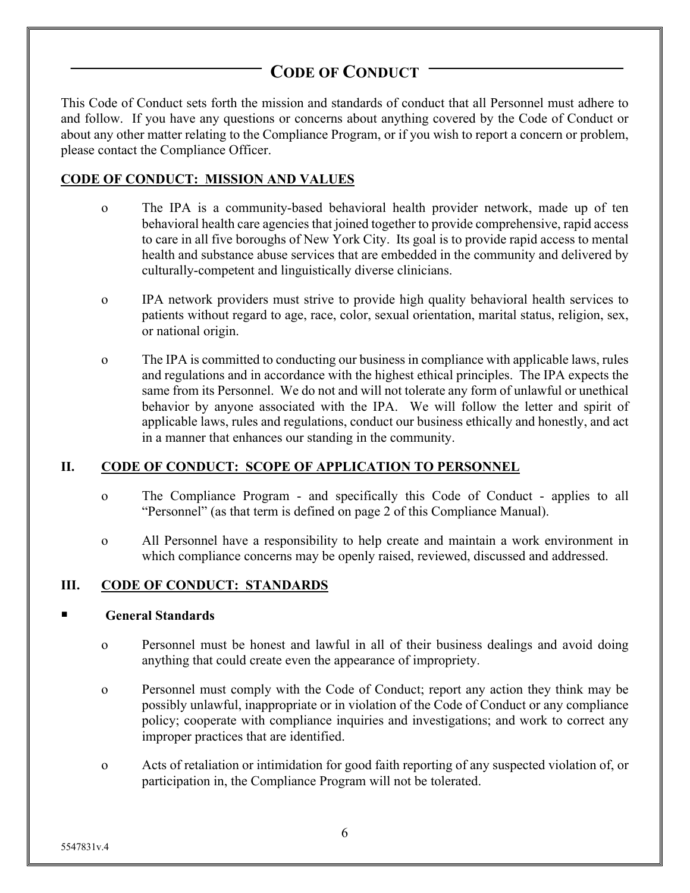# CODE OF CONDUCT

This Code of Conduct sets forth the mission and standards of conduct that all Personnel must adhere to and follow. If you have any questions or concerns about anything covered by the Code of Conduct or about any other matter relating to the Compliance Program, or if you wish to report a concern or problem, please contact the Compliance Officer.

## CODE OF CONDUCT: MISSION AND VALUES

- The IPA is a community-based behavioral health provider network, made up of ten behavioral health care agencies that joined together to provide comprehensive, rapid access to care in all five boroughs of New York City. Its goal is to provide rapid access to mental health and substance abuse services that are embedded in the community and delivered by culturally-competent and linguistically diverse clinicians.
- IPA network providers must strive to provide high quality behavioral health services to patients without regard to age, race, color, sexual orientation, marital status, religion, sex, or national origin.
- The IPA is committed to conducting our business in compliance with applicable laws, rules and regulations and in accordance with the highest ethical principles. The IPA expects the same from its Personnel. We do not and will not tolerate any form of unlawful or unethical behavior by anyone associated with the IPA. We will follow the letter and spirit of applicable laws, rules and regulations, conduct our business ethically and honestly, and act in a manner that enhances our standing in the community.

## II. CODE OF CONDUCT: SCOPE OF APPLICATION TO PERSONNEL

- The Compliance Program - and specifically this Code of Conduct - applies to all "Personnel" (as that term is defined on page 2 of this Compliance Manual).
- All Personnel have a responsibility to help create and maintain a work environment in which compliance concerns may be openly raised, reviewed, discussed and addressed.

## III. CODE OF CONDUCT: STANDARDS

### General Standards

- Personnel must be honest and lawful in all of their business dealings and avoid doing anything that could create even the appearance of impropriety.
- Personnel must comply with the Code of Conduct; report any action they think may be possibly unlawful, inappropriate or in violation of the Code of Conduct or any compliance policy; cooperate with compliance inquiries and investigations; and work to correct any improper practices that are identified.
- Acts of retaliation or intimidation for good faith reporting of any suspected violation of, or participation in, the Compliance Program will not be tolerated.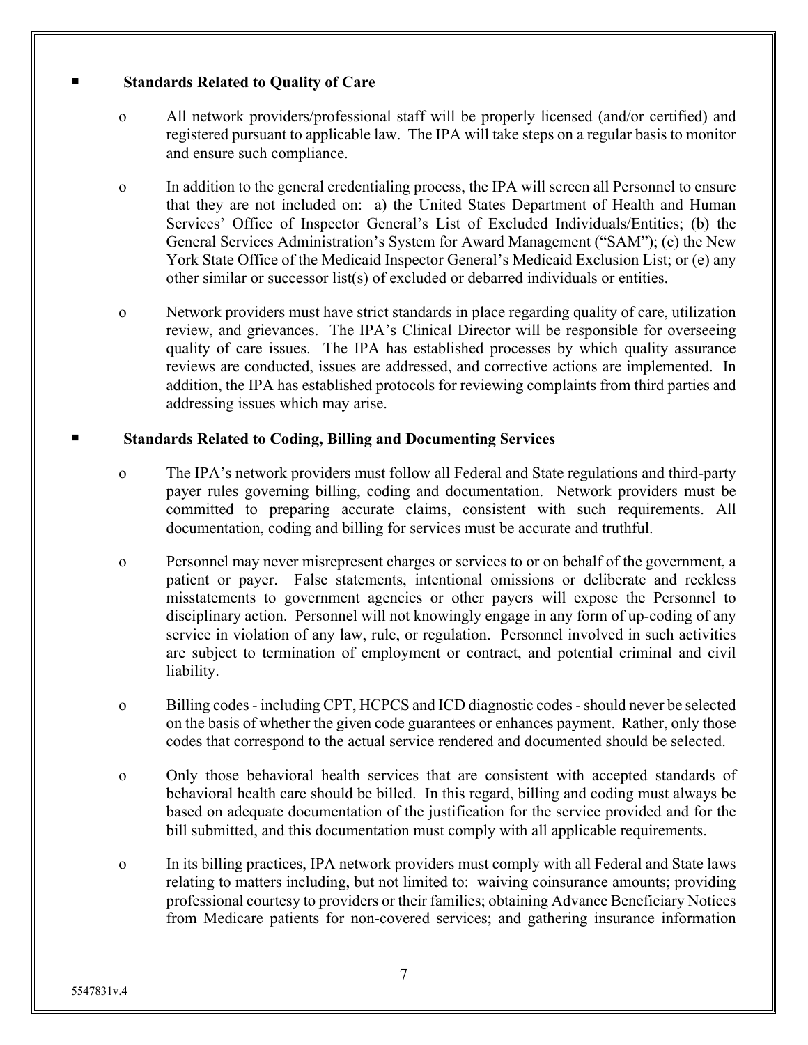- **Standards Related to Quality of Care**

  - All network providers/professional staff will be properly licensed (and/or certified) and registered pursuant to applicable law. The IPA will take steps on a regular basis to monitor and ensure such compliance.

  - In addition to the general credentialing process, the IPA will screen all Personnel to ensure that they are not included on: a) the United States Department of Health and Human Services' Office of Inspector General's List of Excluded Individuals/Entities; (b) the General Services Administration's System for Award Management ("SAM"); (c) the New York State Office of the Medicaid Inspector General's Medicaid Exclusion List; or (e) any other similar or successor list(s) of excluded or debarred individuals or entities.

  - Network providers must have strict standards in place regarding quality of care, utilization review, and grievances. The IPA's Clinical Director will be responsible for overseeing quality of care issues. The IPA has established processes by which quality assurance reviews are conducted, issues are addressed, and corrective actions are implemented. In addition, the IPA has established protocols for reviewing complaints from third parties and addressing issues which may arise.

- **Standards Related to Coding, Billing and Documenting Services**

  - The IPA's network providers must follow all Federal and State regulations and third-party payer rules governing billing, coding and documentation. Network providers must be committed to preparing accurate claims, consistent with such requirements. All documentation, coding and billing for services must be accurate and truthful.

  - Personnel may never misrepresent charges or services to or on behalf of the government, a patient or payer. False statements, intentional omissions or deliberate and reckless misstatements to government agencies or other payers will expose the Personnel to disciplinary action. Personnel will not knowingly engage in any form of up-coding of any service in violation of any law, rule, or regulation. Personnel involved in such activities are subject to termination of employment or contract, and potential criminal and civil liability.

  - Billing codes - including CPT, HCPCS and ICD diagnostic codes - should never be selected on the basis of whether the given code guarantees or enhances payment. Rather, only those codes that correspond to the actual service rendered and documented should be selected.

  - Only those behavioral health services that are consistent with accepted standards of behavioral health care should be billed. In this regard, billing and coding must always be based on adequate documentation of the justification for the service provided and for the bill submitted, and this documentation must comply with all applicable requirements.

  - In its billing practices, IPA network providers must comply with all Federal and State laws relating to matters including, but not limited to: waiving coinsurance amounts; providing professional courtesy to providers or their families; obtaining Advance Beneficiary Notices from Medicare patients for non-covered services; and gathering insurance information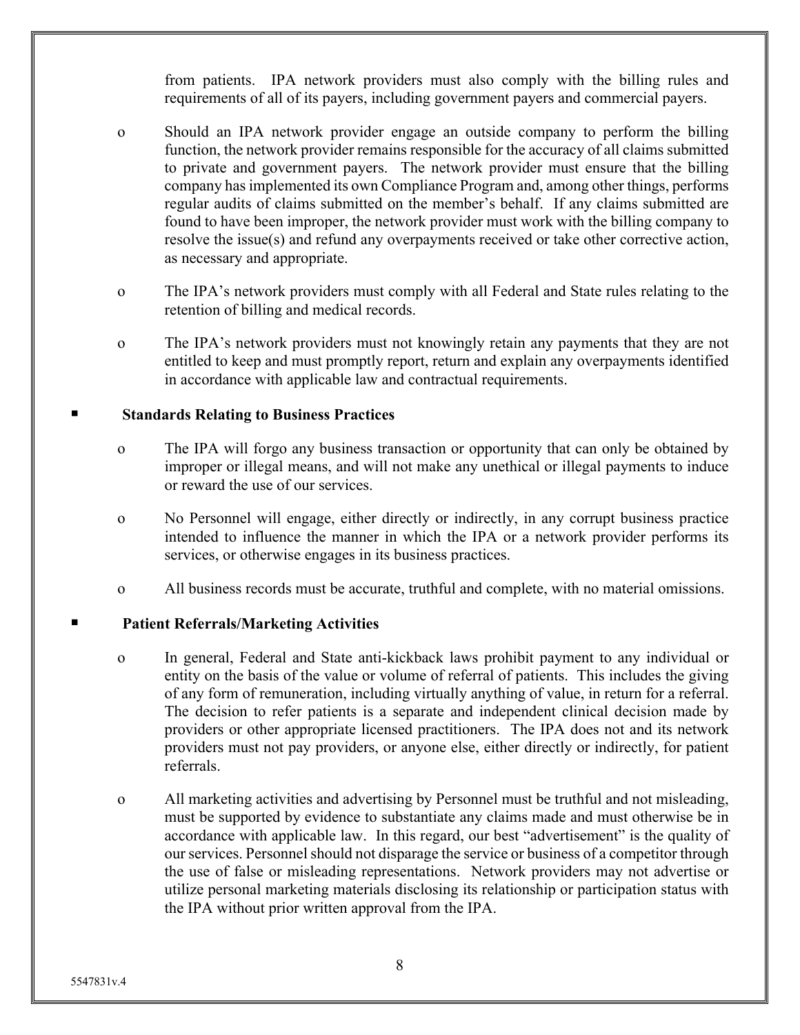from patients. IPA network providers must also comply with the billing rules and requirements of all of its payers, including government payers and commercial payers.

- Should an IPA network provider engage an outside company to perform the billing function, the network provider remains responsible for the accuracy of all claims submitted to private and government payers. The network provider must ensure that the billing company has implemented its own Compliance Program and, among other things, performs regular audits of claims submitted on the member's behalf. If any claims submitted are found to have been improper, the network provider must work with the billing company to resolve the issue(s) and refund any overpayments received or take other corrective action, as necessary and appropriate.

- The IPA's network providers must comply with all Federal and State rules relating to the retention of billing and medical records.

- The IPA's network providers must not knowingly retain any payments that they are not entitled to keep and must promptly report, return and explain any overpayments identified in accordance with applicable law and contractual requirements.

- **Standards Relating to Business Practices**

  - The IPA will forgo any business transaction or opportunity that can only be obtained by improper or illegal means, and will not make any unethical or illegal payments to induce or reward the use of our services.

  - No Personnel will engage, either directly or indirectly, in any corrupt business practice intended to influence the manner in which the IPA or a network provider performs its services, or otherwise engages in its business practices.

  - All business records must be accurate, truthful and complete, with no material omissions.

- **Patient Referrals/Marketing Activities**

  - In general, Federal and State anti-kickback laws prohibit payment to any individual or entity on the basis of the value or volume of referral of patients. This includes the giving of any form of remuneration, including virtually anything of value, in return for a referral. The decision to refer patients is a separate and independent clinical decision made by providers or other appropriate licensed practitioners. The IPA does not and its network providers must not pay providers, or anyone else, either directly or indirectly, for patient referrals.

  - All marketing activities and advertising by Personnel must be truthful and not misleading, must be supported by evidence to substantiate any claims made and must otherwise be in accordance with applicable law. In this regard, our best "advertisement" is the quality of our services. Personnel should not disparage the service or business of a competitor through the use of false or misleading representations. Network providers may not advertise or utilize personal marketing materials disclosing its relationship or participation status with the IPA without prior written approval from the IPA.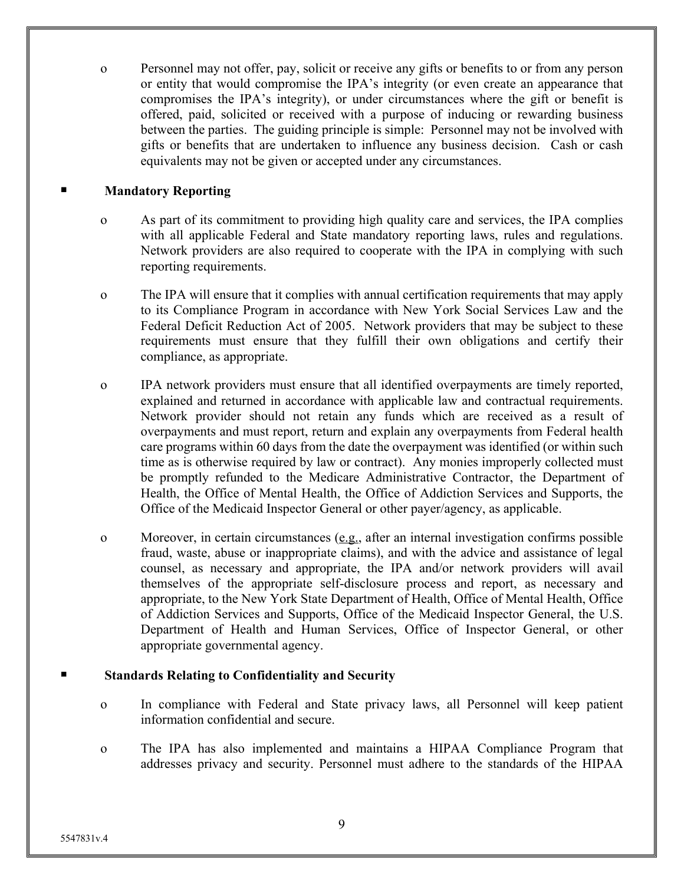- Personnel may not offer, pay, solicit or receive any gifts or benefits to or from any person or entity that would compromise the IPA's integrity (or even create an appearance that compromises the IPA's integrity), or under circumstances where the gift or benefit is offered, paid, solicited or received with a purpose of inducing or rewarding business between the parties. The guiding principle is simple: Personnel may not be involved with gifts or benefits that are undertaken to influence any business decision. Cash or cash equivalents may not be given or accepted under any circumstances.

▪ **Mandatory Reporting**

- As part of its commitment to providing high quality care and services, the IPA complies with all applicable Federal and State mandatory reporting laws, rules and regulations. Network providers are also required to cooperate with the IPA in complying with such reporting requirements.

- The IPA will ensure that it complies with annual certification requirements that may apply to its Compliance Program in accordance with New York Social Services Law and the Federal Deficit Reduction Act of 2005. Network providers that may be subject to these requirements must ensure that they fulfill their own obligations and certify their compliance, as appropriate.

- IPA network providers must ensure that all identified overpayments are timely reported, explained and returned in accordance with applicable law and contractual requirements. Network provider should not retain any funds which are received as a result of overpayments and must report, return and explain any overpayments from Federal health care programs within 60 days from the date the overpayment was identified (or within such time as is otherwise required by law or contract). Any monies improperly collected must be promptly refunded to the Medicare Administrative Contractor, the Department of Health, the Office of Mental Health, the Office of Addiction Services and Supports, the Office of the Medicaid Inspector General or other payer/agency, as applicable.

- Moreover, in certain circumstances (e.g., after an internal investigation confirms possible fraud, waste, abuse or inappropriate claims), and with the advice and assistance of legal counsel, as necessary and appropriate, the IPA and/or network providers will avail themselves of the appropriate self-disclosure process and report, as necessary and appropriate, to the New York State Department of Health, Office of Mental Health, Office of Addiction Services and Supports, Office of the Medicaid Inspector General, the U.S. Department of Health and Human Services, Office of Inspector General, or other appropriate governmental agency.

▪ **Standards Relating to Confidentiality and Security**

- In compliance with Federal and State privacy laws, all Personnel will keep patient information confidential and secure.

- The IPA has also implemented and maintains a HIPAA Compliance Program that addresses privacy and security. Personnel must adhere to the standards of the HIPAA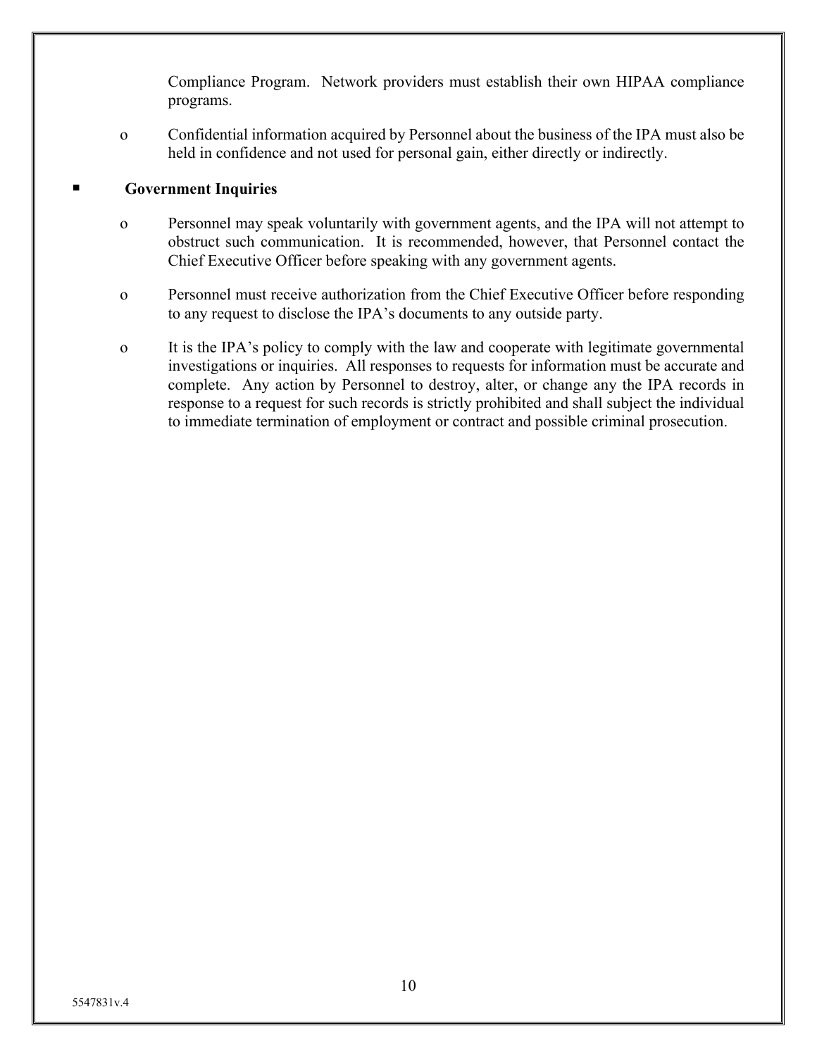Compliance Program. Network providers must establish their own HIPAA compliance programs.

- Confidential information acquired by Personnel about the business of the IPA must also be held in confidence and not used for personal gain, either directly or indirectly.

**Government Inquiries**

- Personnel may speak voluntarily with government agents, and the IPA will not attempt to obstruct such communication. It is recommended, however, that Personnel contact the Chief Executive Officer before speaking with any government agents.

- Personnel must receive authorization from the Chief Executive Officer before responding to any request to disclose the IPA's documents to any outside party.

- It is the IPA's policy to comply with the law and cooperate with legitimate governmental investigations or inquiries. All responses to requests for information must be accurate and complete. Any action by Personnel to destroy, alter, or change any the IPA records in response to a request for such records is strictly prohibited and shall subject the individual to immediate termination of employment or contract and possible criminal prosecution.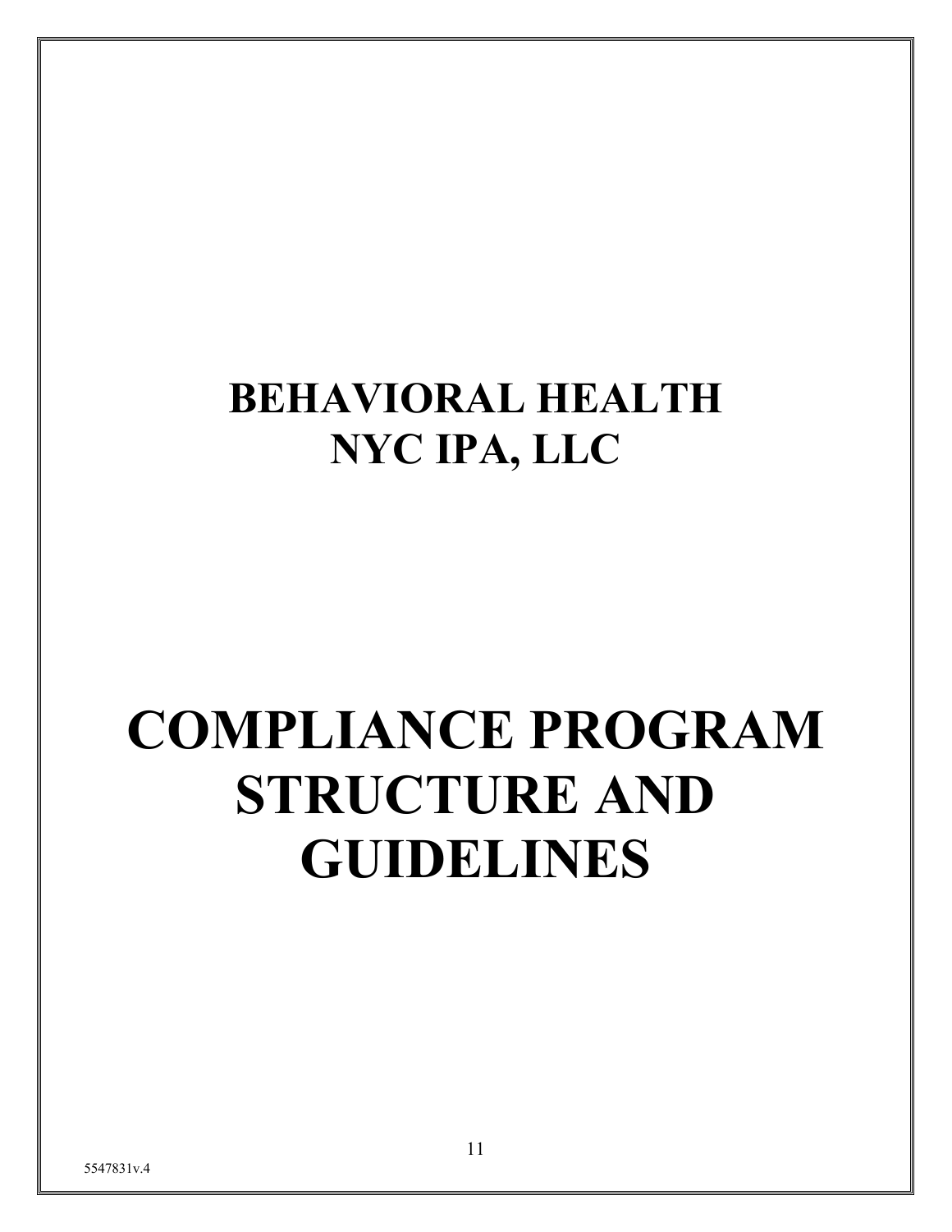# BEHAVIORAL HEALTH NYC IPA, LLC

# COMPLIANCE PROGRAM STRUCTURE AND GUIDELINES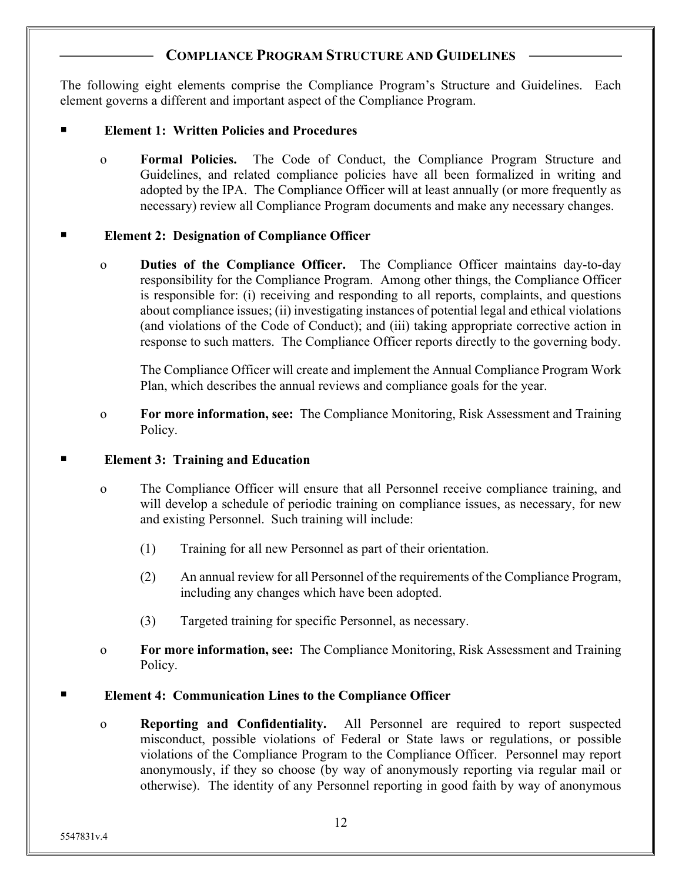## Compliance Program Structure and Guidelines

The following eight elements comprise the Compliance Program's Structure and Guidelines. Each element governs a different and important aspect of the Compliance Program.

- **Element 1: Written Policies and Procedures**

  - **Formal Policies.** The Code of Conduct, the Compliance Program Structure and Guidelines, and related compliance policies have all been formalized in writing and adopted by the IPA. The Compliance Officer will at least annually (or more frequently as necessary) review all Compliance Program documents and make any necessary changes.

- **Element 2: Designation of Compliance Officer**

  - **Duties of the Compliance Officer.** The Compliance Officer maintains day-to-day responsibility for the Compliance Program. Among other things, the Compliance Officer is responsible for: (i) receiving and responding to all reports, complaints, and questions about compliance issues; (ii) investigating instances of potential legal and ethical violations (and violations of the Code of Conduct); and (iii) taking appropriate corrective action in response to such matters. The Compliance Officer reports directly to the governing body.

    The Compliance Officer will create and implement the Annual Compliance Program Work Plan, which describes the annual reviews and compliance goals for the year.

  - **For more information, see:** The Compliance Monitoring, Risk Assessment and Training Policy.

- **Element 3: Training and Education**

  - The Compliance Officer will ensure that all Personnel receive compliance training, and will develop a schedule of periodic training on compliance issues, as necessary, for new and existing Personnel. Such training will include:

    (1) Training for all new Personnel as part of their orientation.

    (2) An annual review for all Personnel of the requirements of the Compliance Program, including any changes which have been adopted.

    (3) Targeted training for specific Personnel, as necessary.

  - **For more information, see:** The Compliance Monitoring, Risk Assessment and Training Policy.

- **Element 4: Communication Lines to the Compliance Officer**

  - **Reporting and Confidentiality.** All Personnel are required to report suspected misconduct, possible violations of Federal or State laws or regulations, or possible violations of the Compliance Program to the Compliance Officer. Personnel may report anonymously, if they so choose (by way of anonymously reporting via regular mail or otherwise). The identity of any Personnel reporting in good faith by way of anonymous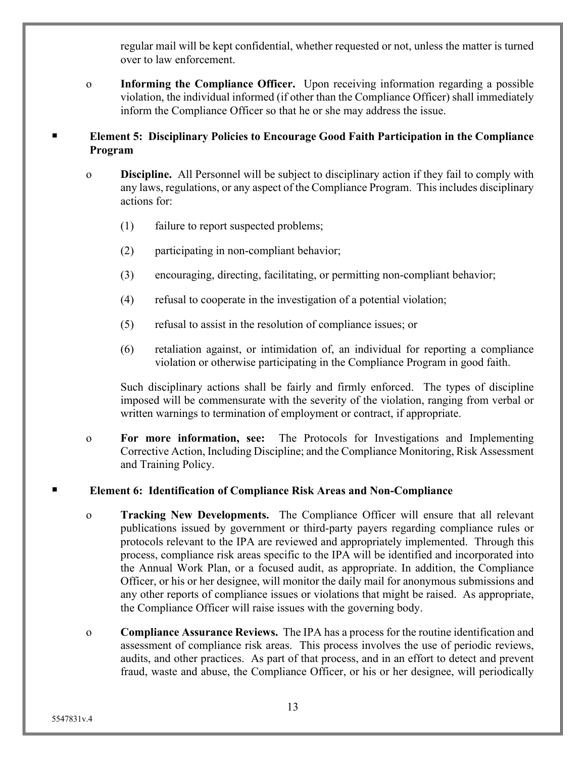regular mail will be kept confidential, whether requested or not, unless the matter is turned over to law enforcement.

- **Informing the Compliance Officer.** Upon receiving information regarding a possible violation, the individual informed (if other than the Compliance Officer) shall immediately inform the Compliance Officer so that he or she may address the issue.

## Element 5: Disciplinary Policies to Encourage Good Faith Participation in the Compliance Program

- **Discipline.** All Personnel will be subject to disciplinary action if they fail to comply with any laws, regulations, or any aspect of the Compliance Program. This includes disciplinary actions for:

  (1) failure to report suspected problems;

  (2) participating in non-compliant behavior;

  (3) encouraging, directing, facilitating, or permitting non-compliant behavior;

  (4) refusal to cooperate in the investigation of a potential violation;

  (5) refusal to assist in the resolution of compliance issues; or

  (6) retaliation against, or intimidation of, an individual for reporting a compliance violation or otherwise participating in the Compliance Program in good faith.

  Such disciplinary actions shall be fairly and firmly enforced. The types of discipline imposed will be commensurate with the severity of the violation, ranging from verbal or written warnings to termination of employment or contract, if appropriate.

- **For more information, see:** The Protocols for Investigations and Implementing Corrective Action, Including Discipline; and the Compliance Monitoring, Risk Assessment and Training Policy.

## Element 6: Identification of Compliance Risk Areas and Non-Compliance

- **Tracking New Developments.** The Compliance Officer will ensure that all relevant publications issued by government or third-party payers regarding compliance rules or protocols relevant to the IPA are reviewed and appropriately implemented. Through this process, compliance risk areas specific to the IPA will be identified and incorporated into the Annual Work Plan, or a focused audit, as appropriate. In addition, the Compliance Officer, or his or her designee, will monitor the daily mail for anonymous submissions and any other reports of compliance issues or violations that might be raised. As appropriate, the Compliance Officer will raise issues with the governing body.

- **Compliance Assurance Reviews.** The IPA has a process for the routine identification and assessment of compliance risk areas. This process involves the use of periodic reviews, audits, and other practices. As part of that process, and in an effort to detect and prevent fraud, waste and abuse, the Compliance Officer, or his or her designee, will periodically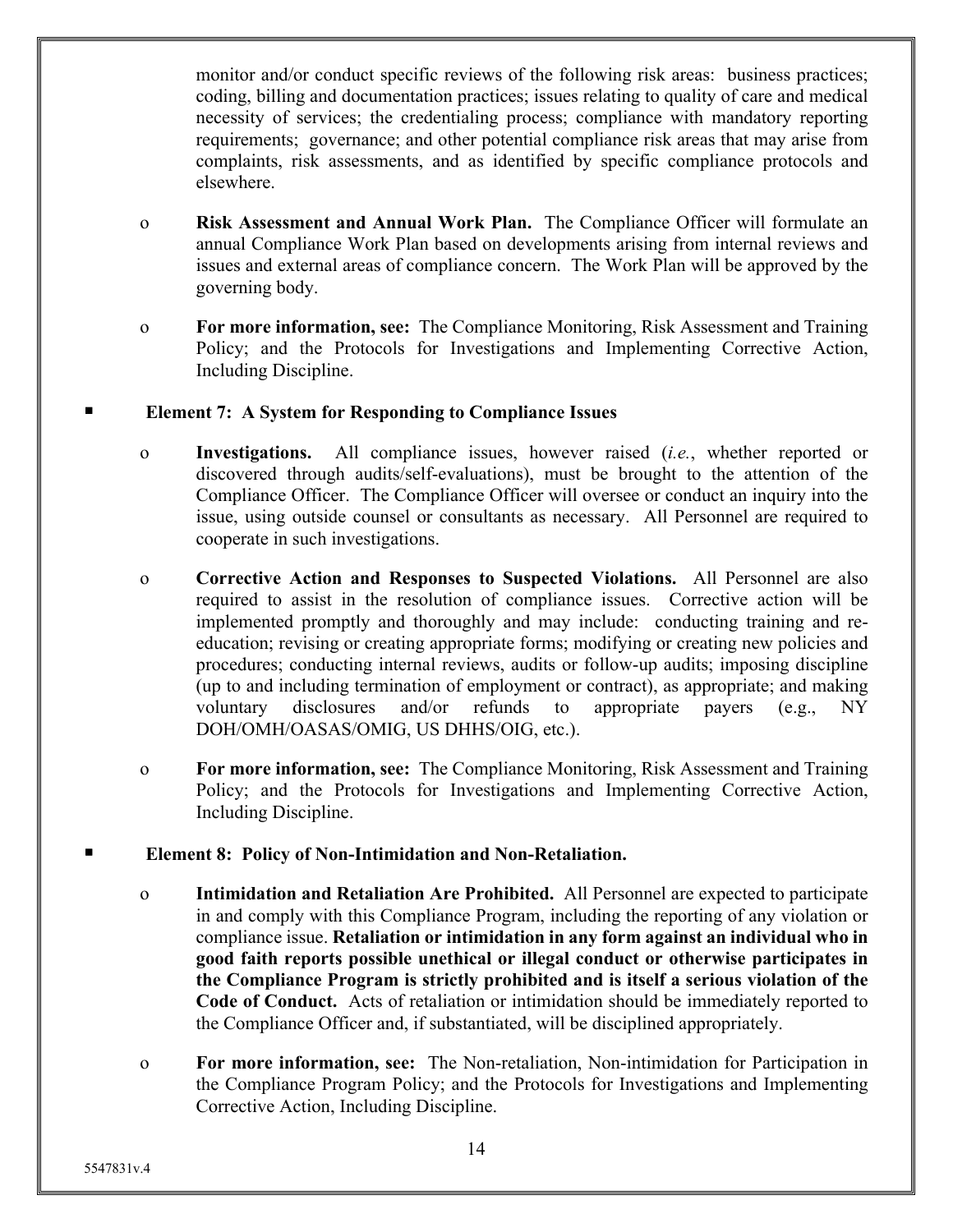monitor and/or conduct specific reviews of the following risk areas: business practices; coding, billing and documentation practices; issues relating to quality of care and medical necessity of services; the credentialing process; compliance with mandatory reporting requirements; governance; and other potential compliance risk areas that may arise from complaints, risk assessments, and as identified by specific compliance protocols and elsewhere.

- **Risk Assessment and Annual Work Plan.** The Compliance Officer will formulate an annual Compliance Work Plan based on developments arising from internal reviews and issues and external areas of compliance concern. The Work Plan will be approved by the governing body.

- **For more information, see:** The Compliance Monitoring, Risk Assessment and Training Policy; and the Protocols for Investigations and Implementing Corrective Action, Including Discipline.

## Element 7: A System for Responding to Compliance Issues

- **Investigations.** All compliance issues, however raised (*i.e.*, whether reported or discovered through audits/self-evaluations), must be brought to the attention of the Compliance Officer. The Compliance Officer will oversee or conduct an inquiry into the issue, using outside counsel or consultants as necessary. All Personnel are required to cooperate in such investigations.

- **Corrective Action and Responses to Suspected Violations.** All Personnel are also required to assist in the resolution of compliance issues. Corrective action will be implemented promptly and thoroughly and may include: conducting training and re-education; revising or creating appropriate forms; modifying or creating new policies and procedures; conducting internal reviews, audits or follow-up audits; imposing discipline (up to and including termination of employment or contract), as appropriate; and making voluntary disclosures and/or refunds to appropriate payers (e.g., NY DOH/OMH/OASAS/OMIG, US DHHS/OIG, etc.).

- **For more information, see:** The Compliance Monitoring, Risk Assessment and Training Policy; and the Protocols for Investigations and Implementing Corrective Action, Including Discipline.

## Element 8: Policy of Non-Intimidation and Non-Retaliation.

- **Intimidation and Retaliation Are Prohibited.** All Personnel are expected to participate in and comply with this Compliance Program, including the reporting of any violation or compliance issue. **Retaliation or intimidation in any form against an individual who in good faith reports possible unethical or illegal conduct or otherwise participates in the Compliance Program is strictly prohibited and is itself a serious violation of the Code of Conduct.** Acts of retaliation or intimidation should be immediately reported to the Compliance Officer and, if substantiated, will be disciplined appropriately.

- **For more information, see:** The Non-retaliation, Non-intimidation for Participation in the Compliance Program Policy; and the Protocols for Investigations and Implementing Corrective Action, Including Discipline.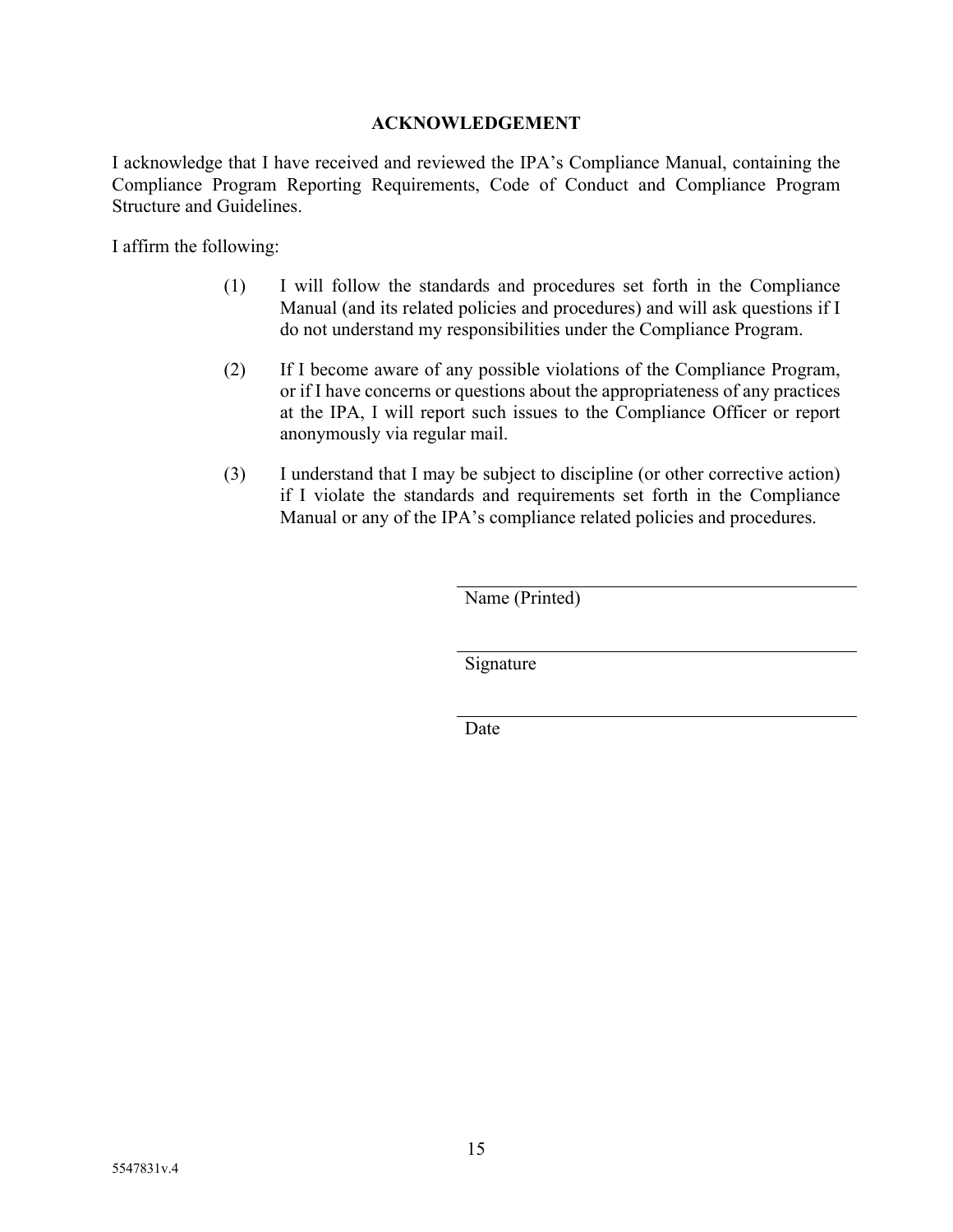## ACKNOWLEDGEMENT

I acknowledge that I have received and reviewed the IPA's Compliance Manual, containing the Compliance Program Reporting Requirements, Code of Conduct and Compliance Program Structure and Guidelines.

I affirm the following:

(1) I will follow the standards and procedures set forth in the Compliance Manual (and its related policies and procedures) and will ask questions if I do not understand my responsibilities under the Compliance Program.

(2) If I become aware of any possible violations of the Compliance Program, or if I have concerns or questions about the appropriateness of any practices at the IPA, I will report such issues to the Compliance Officer or report anonymously via regular mail.

(3) I understand that I may be subject to discipline (or other corrective action) if I violate the standards and requirements set forth in the Compliance Manual or any of the IPA's compliance related policies and procedures.

\_\_\_\_\_\_\_\_\_\_\_\_\_\_\_\_\_\_\_\_\_\_\_\_\_\_\_\_\_\_
Name (Printed)

\_\_\_\_\_\_\_\_\_\_\_\_\_\_\_\_\_\_\_\_\_\_\_\_\_\_\_\_\_\_
Signature

\_\_\_\_\_\_\_\_\_\_\_\_\_\_\_\_\_\_\_\_\_\_\_\_\_\_\_\_\_\_
Date

5547831v.4